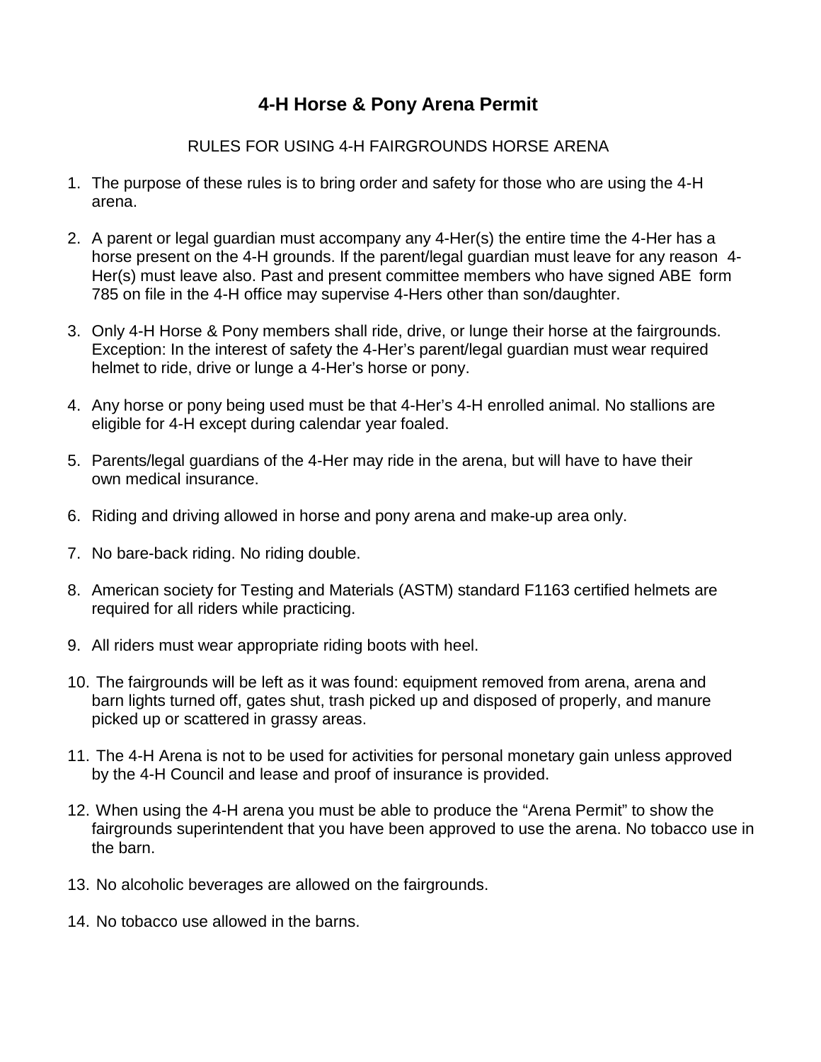# 4-H Horse & Pony Arena Permit

RULES FOR USING 4-H FAIRGROUNDS HORSE ARENA

1. The purpose of these rules is to bring order and safety for those who are using the 4-H arena.

2. A parent or legal guardian must accompany any 4-Her(s) the entire time the 4-Her has a horse present on the 4-H grounds. If the parent/legal guardian must leave for any reason 4-Her(s) must leave also. Past and present committee members who have signed ABE form 785 on file in the 4-H office may supervise 4-Hers other than son/daughter.

3. Only 4-H Horse & Pony members shall ride, drive, or lunge their horse at the fairgrounds. Exception: In the interest of safety the 4-Her's parent/legal guardian must wear required helmet to ride, drive or lunge a 4-Her's horse or pony.

4. Any horse or pony being used must be that 4-Her's 4-H enrolled animal. No stallions are eligible for 4-H except during calendar year foaled.

5. Parents/legal guardians of the 4-Her may ride in the arena, but will have to have their own medical insurance.

6. Riding and driving allowed in horse and pony arena and make-up area only.

7. No bare-back riding. No riding double.

8. American society for Testing and Materials (ASTM) standard F1163 certified helmets are required for all riders while practicing.

9. All riders must wear appropriate riding boots with heel.

10. The fairgrounds will be left as it was found: equipment removed from arena, arena and barn lights turned off, gates shut, trash picked up and disposed of properly, and manure picked up or scattered in grassy areas.

11. The 4-H Arena is not to be used for activities for personal monetary gain unless approved by the 4-H Council and lease and proof of insurance is provided.

12. When using the 4-H arena you must be able to produce the "Arena Permit" to show the fairgrounds superintendent that you have been approved to use the arena. No tobacco use in the barn.

13. No alcoholic beverages are allowed on the fairgrounds.

14. No tobacco use allowed in the barns.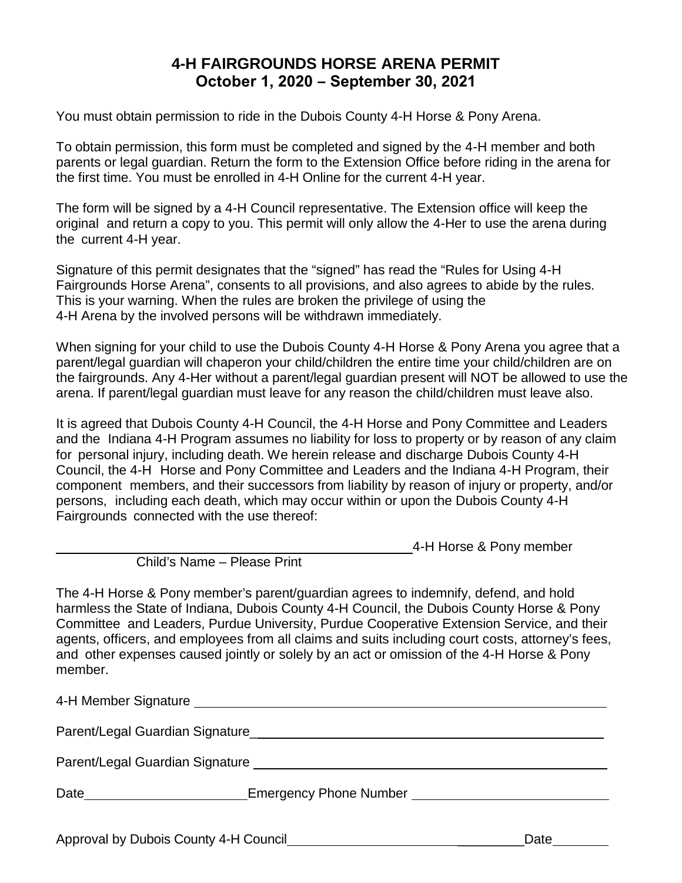# 4-H FAIRGROUNDS HORSE ARENA PERMIT
## October 1, 2020 – September 30, 2021

You must obtain permission to ride in the Dubois County 4-H Horse & Pony Arena.

To obtain permission, this form must be completed and signed by the 4-H member and both parents or legal guardian. Return the form to the Extension Office before riding in the arena for the first time. You must be enrolled in 4-H Online for the current 4-H year.

The form will be signed by a 4-H Council representative. The Extension office will keep the original and return a copy to you. This permit will only allow the 4-Her to use the arena during the current 4-H year.

Signature of this permit designates that the "signed" has read the "Rules for Using 4-H Fairgrounds Horse Arena", consents to all provisions, and also agrees to abide by the rules. This is your warning. When the rules are broken the privilege of using the 4-H Arena by the involved persons will be withdrawn immediately.

When signing for your child to use the Dubois County 4-H Horse & Pony Arena you agree that a parent/legal guardian will chaperon your child/children the entire time your child/children are on the fairgrounds. Any 4-Her without a parent/legal guardian present will NOT be allowed to use the arena. If parent/legal guardian must leave for any reason the child/children must leave also.

It is agreed that Dubois County 4-H Council, the 4-H Horse and Pony Committee and Leaders and the Indiana 4-H Program assumes no liability for loss to property or by reason of any claim for personal injury, including death. We herein release and discharge Dubois County 4-H Council, the 4-H Horse and Pony Committee and Leaders and the Indiana 4-H Program, their component members, and their successors from liability by reason of injury or property, and/or persons, including each death, which may occur within or upon the Dubois County 4-H Fairgrounds connected with the use thereof:

_______________________________________________ 4-H Horse & Pony member
Child's Name – Please Print

The 4-H Horse & Pony member's parent/guardian agrees to indemnify, defend, and hold harmless the State of Indiana, Dubois County 4-H Council, the Dubois County Horse & Pony Committee and Leaders, Purdue University, Purdue Cooperative Extension Service, and their agents, officers, and employees from all claims and suits including court costs, attorney's fees, and other expenses caused jointly or solely by an act or omission of the 4-H Horse & Pony member.

4-H Member Signature _______________________________________________

Parent/Legal Guardian Signature _______________________________________________

Parent/Legal Guardian Signature _______________________________________________

Date ____________________ Emergency Phone Number ________________________

Approval by Dubois County 4-H Council ______________________________ Date ________